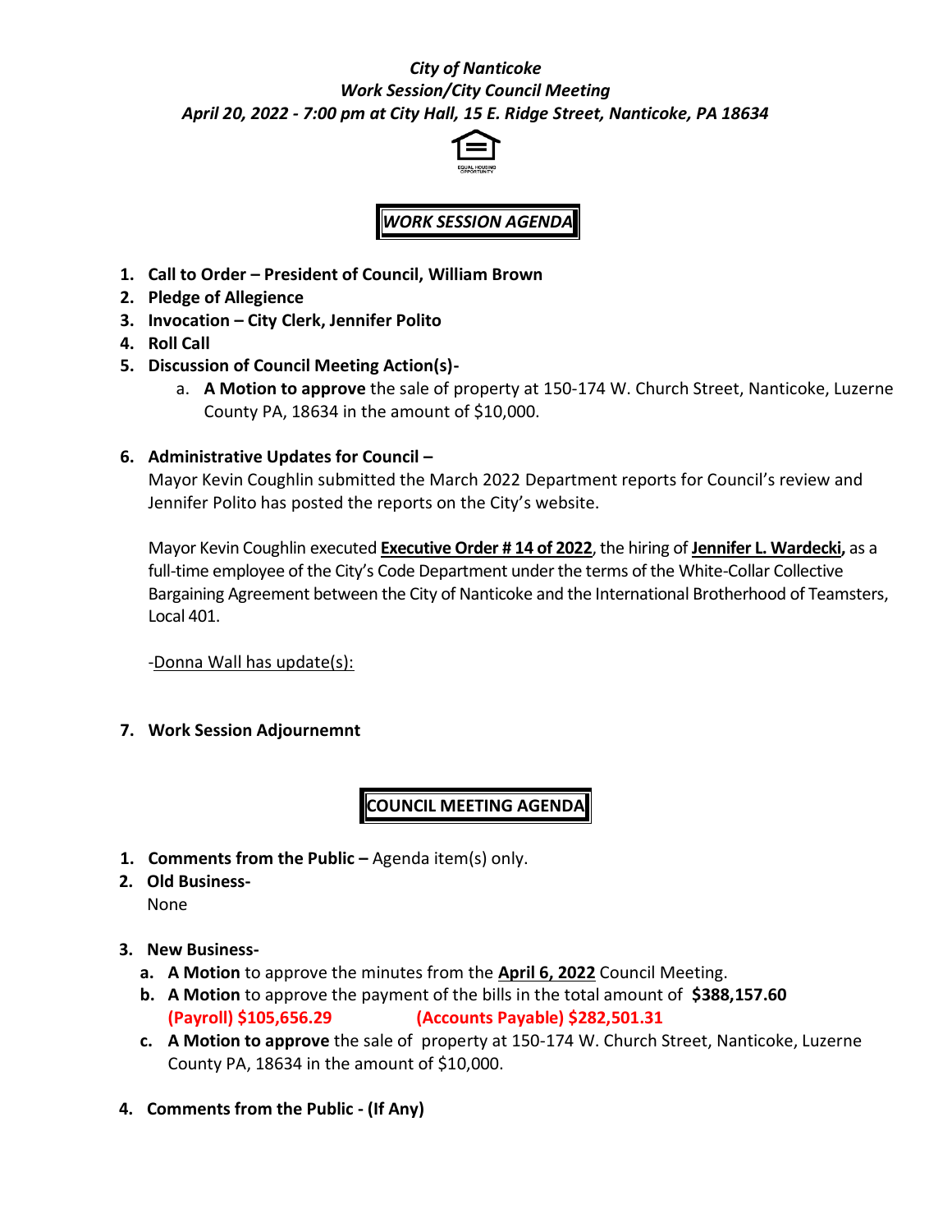***City of Nanticoke***
***Work Session/City Council Meeting***
***April 20, 2022 - 7:00 pm at City Hall, 15 E. Ridge Street, Nanticoke, PA 18634***

## ***WORK SESSION AGENDA***

1. **Call to Order – President of Council, William Brown**
2. **Pledge of Allegience**
3. **Invocation – City Clerk, Jennifer Polito**
4. **Roll Call**
5. **Discussion of Council Meeting Action(s)-**
   a. **A Motion to approve** the sale of property at 150-174 W. Church Street, Nanticoke, Luzerne County PA, 18634 in the amount of $10,000.

6. **Administrative Updates for Council –**

   Mayor Kevin Coughlin submitted the March 2022 Department reports for Council's review and Jennifer Polito has posted the reports on the City's website.

   Mayor Kevin Coughlin executed **Executive Order # 14 of 2022**, the hiring of **Jennifer L. Wardecki,** as a full-time employee of the City's Code Department under the terms of the White-Collar Collective Bargaining Agreement between the City of Nanticoke and the International Brotherhood of Teamsters, Local 401.

   -Donna Wall has update(s):

7. **Work Session Adjournemnt**

## **COUNCIL MEETING AGENDA**

1. **Comments from the Public –** Agenda item(s) only.
2. **Old Business-**
   None

3. **New Business-**
   a. **A Motion** to approve the minutes from the **April 6, 2022** Council Meeting.
   b. **A Motion** to approve the payment of the bills in the total amount of **$388,157.60**
      **(Payroll) $105,656.29** **(Accounts Payable) $282,501.31**
   c. **A Motion to approve** the sale of property at 150-174 W. Church Street, Nanticoke, Luzerne County PA, 18634 in the amount of $10,000.

4. **Comments from the Public - (If Any)**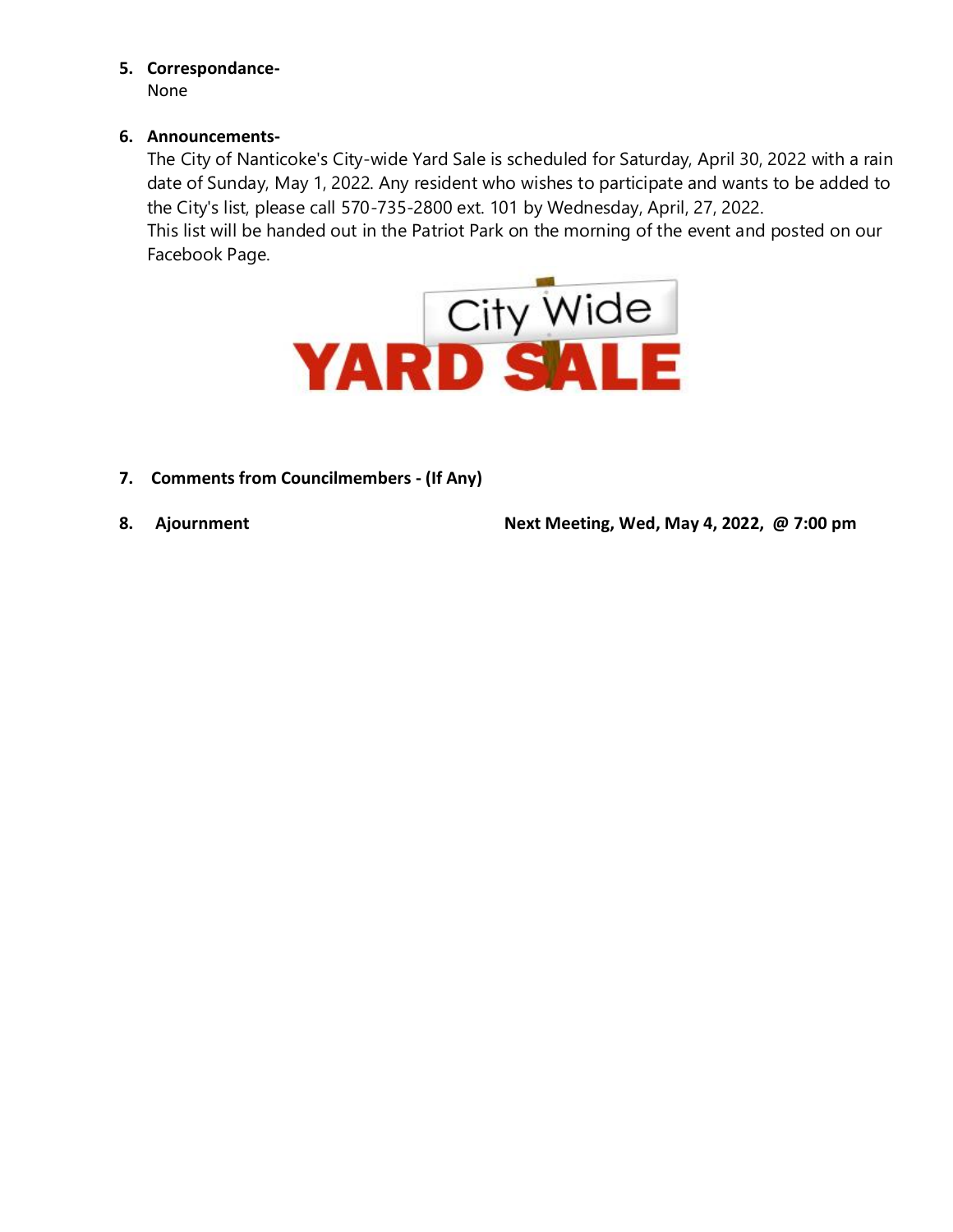**5. Correspondance-**
None

**6. Announcements-**
The City of Nanticoke's City-wide Yard Sale is scheduled for Saturday, April 30, 2022 with a rain date of Sunday, May 1, 2022. Any resident who wishes to participate and wants to be added to the City's list, please call 570-735-2800 ext. 101 by Wednesday, April, 27, 2022.
This list will be handed out in the Patriot Park on the morning of the event and posted on our Facebook Page.

City Wide
YARD SALE

**7. Comments from Councilmembers - (If Any)**

**8. Ajournment** **Next Meeting, Wed, May 4, 2022, @ 7:00 pm**